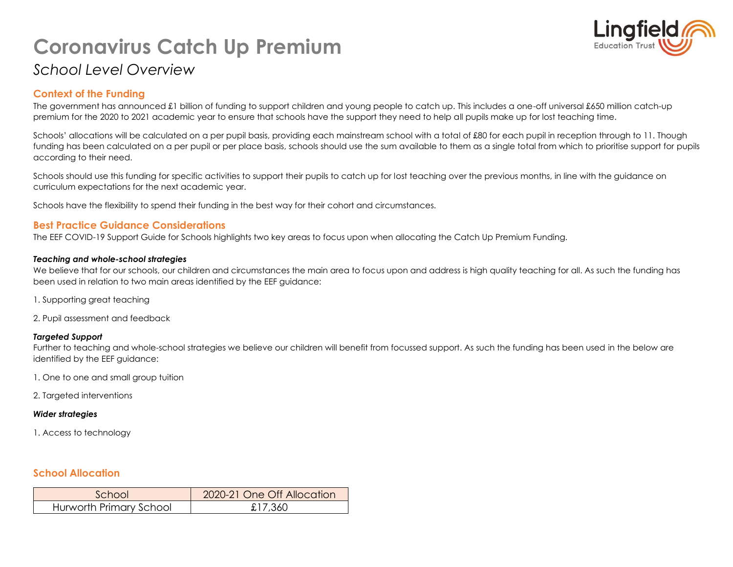# Coronavirus Catch Up Premium

*School Level Overview*

## Context of the Funding

The government has announced £1 billion of funding to support children and young people to catch up. This includes a one-off universal £650 million catch-up premium for the 2020 to 2021 academic year to ensure that schools have the support they need to help all pupils make up for lost teaching time.

Schools' allocations will be calculated on a per pupil basis, providing each mainstream school with a total of £80 for each pupil in reception through to 11. Though funding has been calculated on a per pupil or per place basis, schools should use the sum available to them as a single total from which to prioritise support for pupils according to their need.

Schools should use this funding for specific activities to support their pupils to catch up for lost teaching over the previous months, in line with the guidance on curriculum expectations for the next academic year.

Schools have the flexibility to spend their funding in the best way for their cohort and circumstances.

## Best Practice Guidance Considerations

The EEF COVID-19 Support Guide for Schools highlights two key areas to focus upon when allocating the Catch Up Premium Funding.

***Teaching and whole-school strategies***

We believe that for our schools, our children and circumstances the main area to focus upon and address is high quality teaching for all. As such the funding has been used in relation to two main areas identified by the EEF guidance:

1. Supporting great teaching

2. Pupil assessment and feedback

***Targeted Support***

Further to teaching and whole-school strategies we believe our children will benefit from focussed support. As such the funding has been used in the below are identified by the EEF guidance:

1. One to one and small group tuition

2. Targeted interventions

***Wider strategies***

1. Access to technology

## School Allocation

| School | 2020-21 One Off Allocation |
|---|---|
| Hurworth Primary School | £17,360 |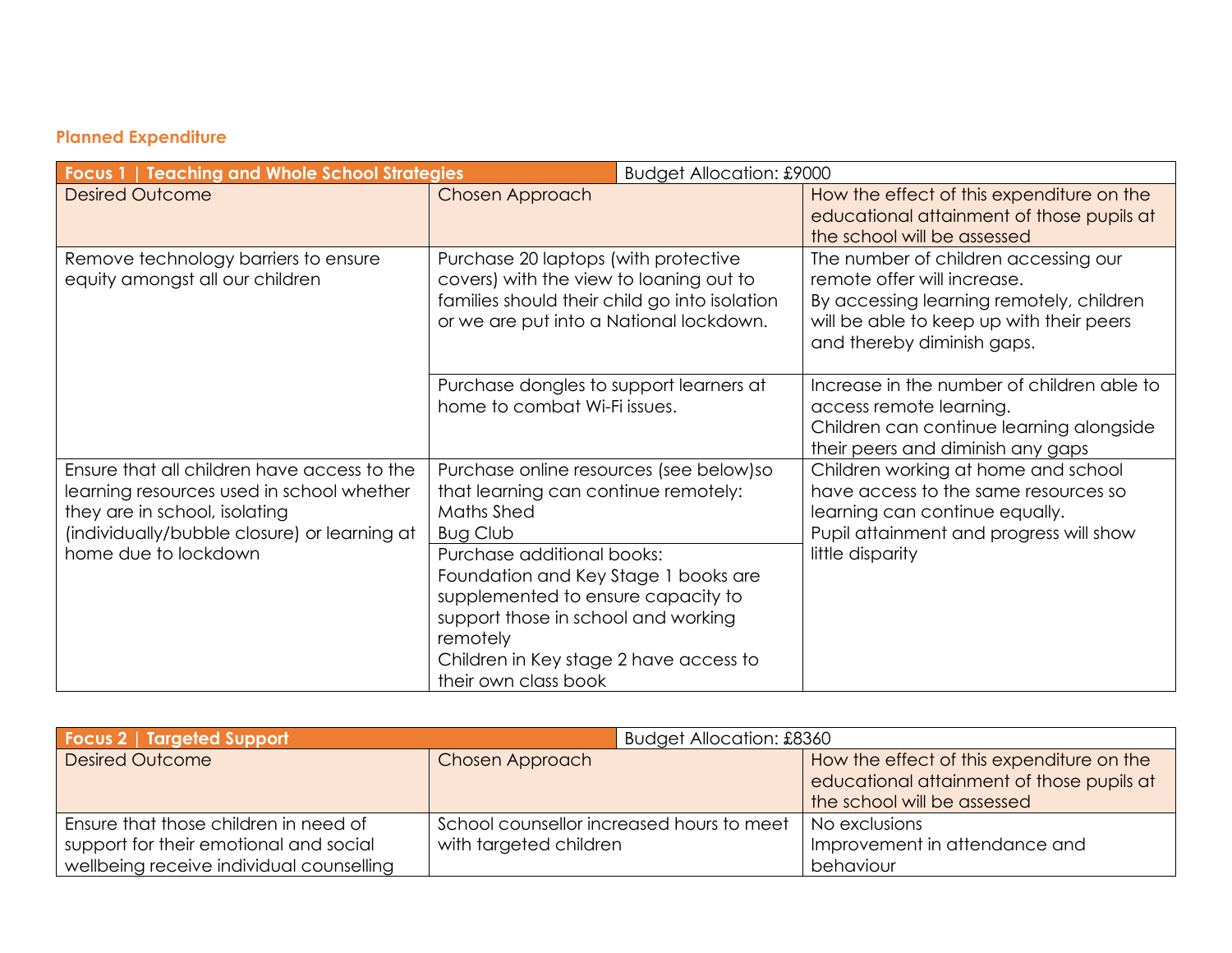## Planned Expenditure

| Focus 1 \| Teaching and Whole School Strategies | Budget Allocation: £9000 | |
|---|---|---|
| Desired Outcome | Chosen Approach | How the effect of this expenditure on the educational attainment of those pupils at the school will be assessed |
| Remove technology barriers to ensure equity amongst all our children | Purchase 20 laptops (with protective covers) with the view to loaning out to families should their child go into isolation or we are put into a National lockdown. | The number of children accessing our remote offer will increase. By accessing learning remotely, children will be able to keep up with their peers and thereby diminish gaps. |
| | Purchase dongles to support learners at home to combat Wi-Fi issues. | Increase in the number of children able to access remote learning. Children can continue learning alongside their peers and diminish any gaps |
| Ensure that all children have access to the learning resources used in school whether they are in school, isolating (individually/bubble closure) or learning at home due to lockdown | Purchase online resources (see below)so that learning can continue remotely: Maths Shed Bug Club | Children working at home and school have access to the same resources so learning can continue equally. Pupil attainment and progress will show little disparity |
| | Purchase additional books: Foundation and Key Stage 1 books are supplemented to ensure capacity to support those in school and working remotely Children in Key stage 2 have access to their own class book | |

| Focus 2 \| Targeted Support | Budget Allocation: £8360 | |
|---|---|---|
| Desired Outcome | Chosen Approach | How the effect of this expenditure on the educational attainment of those pupils at the school will be assessed |
| Ensure that those children in need of support for their emotional and social wellbeing receive individual counselling | School counsellor increased hours to meet with targeted children | No exclusions Improvement in attendance and behaviour |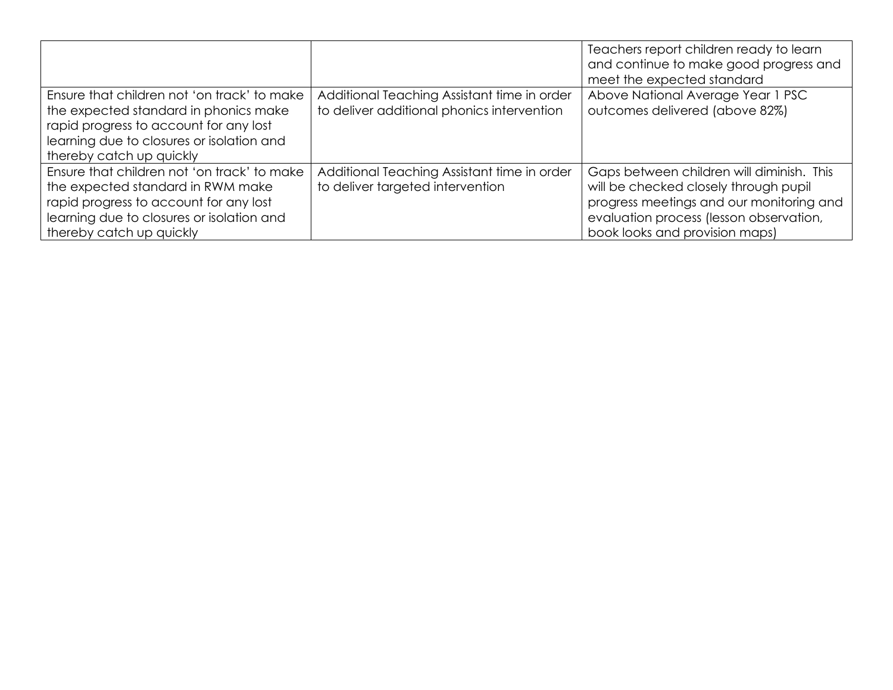| | | |
|---|---|---|
| | | Teachers report children ready to learn and continue to make good progress and meet the expected standard |
| Ensure that children not 'on track' to make the expected standard in phonics make rapid progress to account for any lost learning due to closures or isolation and thereby catch up quickly | Additional Teaching Assistant time in order to deliver additional phonics intervention | Above National Average Year 1 PSC outcomes delivered (above 82%) |
| Ensure that children not 'on track' to make the expected standard in RWM make rapid progress to account for any lost learning due to closures or isolation and thereby catch up quickly | Additional Teaching Assistant time in order to deliver targeted intervention | Gaps between children will diminish. This will be checked closely through pupil progress meetings and our monitoring and evaluation process (lesson observation, book looks and provision maps) |